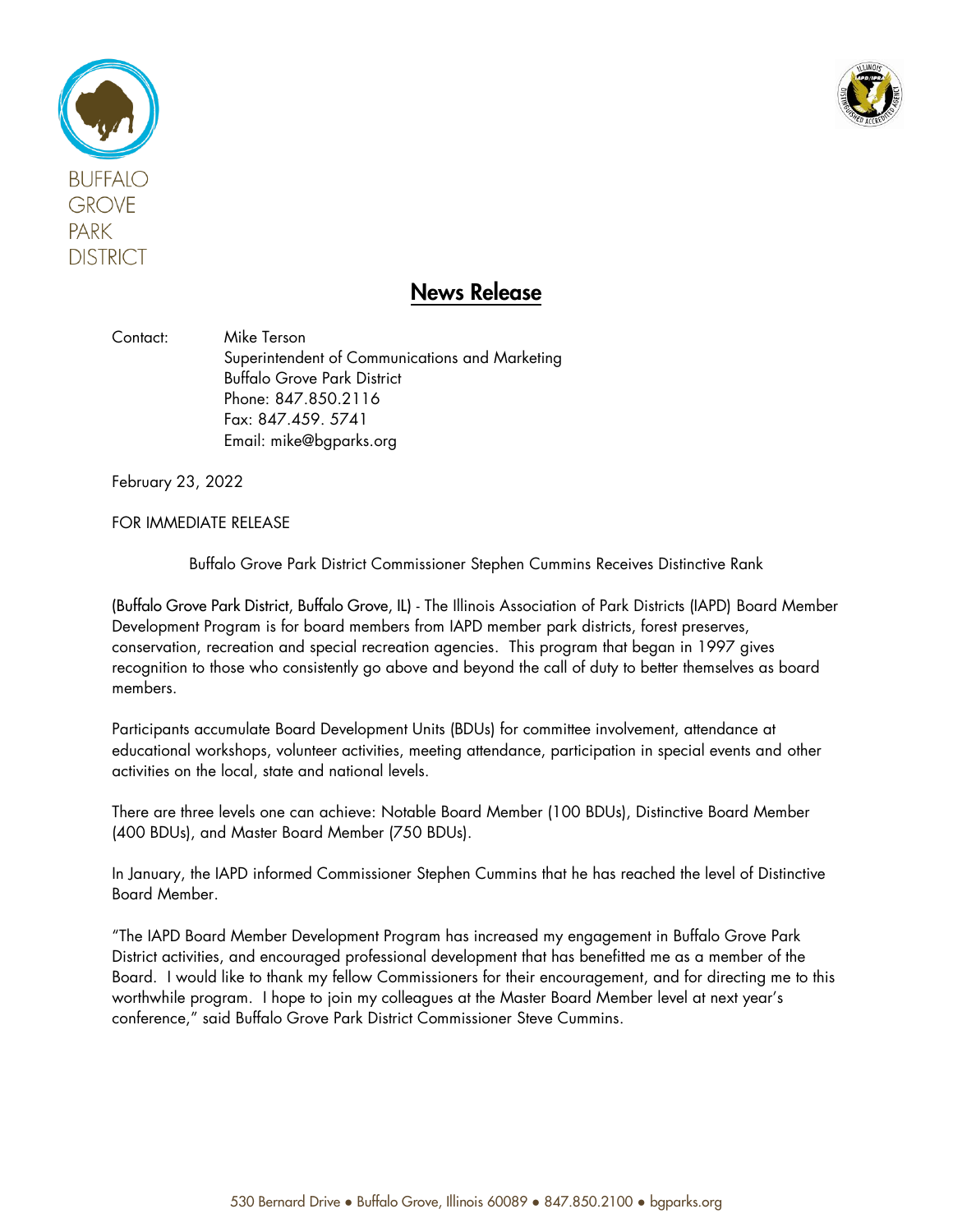BUFFALO GROVE PARK DISTRICT

# News Release

Contact: Mike Terson
Superintendent of Communications and Marketing
Buffalo Grove Park District
Phone: 847.850.2116
Fax: 847.459. 5741
Email: mike@bgparks.org

February 23, 2022

FOR IMMEDIATE RELEASE

Buffalo Grove Park District Commissioner Stephen Cummins Receives Distinctive Rank

(Buffalo Grove Park District, Buffalo Grove, IL) - The Illinois Association of Park Districts (IAPD) Board Member Development Program is for board members from IAPD member park districts, forest preserves, conservation, recreation and special recreation agencies. This program that began in 1997 gives recognition to those who consistently go above and beyond the call of duty to better themselves as board members.

Participants accumulate Board Development Units (BDUs) for committee involvement, attendance at educational workshops, volunteer activities, meeting attendance, participation in special events and other activities on the local, state and national levels.

There are three levels one can achieve: Notable Board Member (100 BDUs), Distinctive Board Member (400 BDUs), and Master Board Member (750 BDUs).

In January, the IAPD informed Commissioner Stephen Cummins that he has reached the level of Distinctive Board Member.

"The IAPD Board Member Development Program has increased my engagement in Buffalo Grove Park District activities, and encouraged professional development that has benefitted me as a member of the Board. I would like to thank my fellow Commissioners for their encouragement, and for directing me to this worthwhile program. I hope to join my colleagues at the Master Board Member level at next year's conference," said Buffalo Grove Park District Commissioner Steve Cummins.

530 Bernard Drive ● Buffalo Grove, Illinois 60089 ● 847.850.2100 ● bgparks.org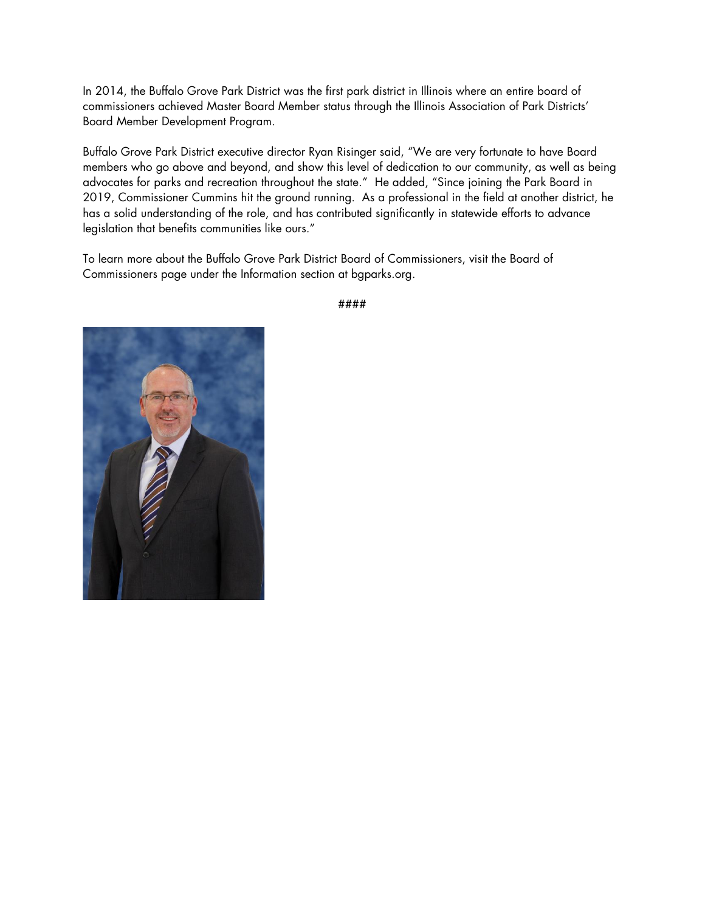In 2014, the Buffalo Grove Park District was the first park district in Illinois where an entire board of commissioners achieved Master Board Member status through the Illinois Association of Park Districts' Board Member Development Program.

Buffalo Grove Park District executive director Ryan Risinger said, "We are very fortunate to have Board members who go above and beyond, and show this level of dedication to our community, as well as being advocates for parks and recreation throughout the state." He added, "Since joining the Park Board in 2019, Commissioner Cummins hit the ground running. As a professional in the field at another district, he has a solid understanding of the role, and has contributed significantly in statewide efforts to advance legislation that benefits communities like ours."

To learn more about the Buffalo Grove Park District Board of Commissioners, visit the Board of Commissioners page under the Information section at bgparks.org.

####